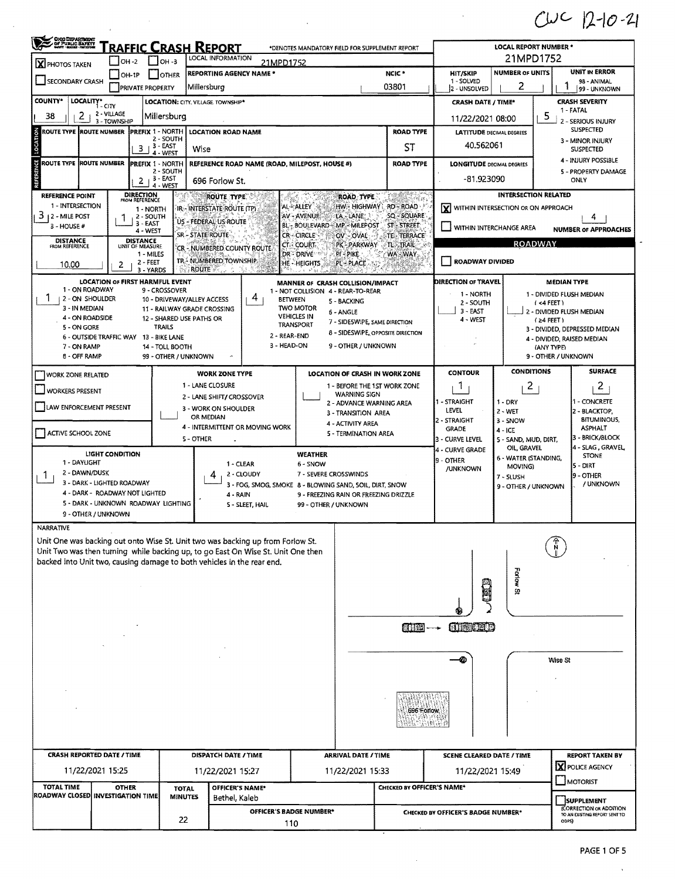CWC 12-10-21

# TRAFFIC CRASH REPORT

*DENOTES MANDATORY FIELD FOR SUPPLEMENT REPORT

| | | |
|---|---|---|
| LOCAL REPORT NUMBER * | 21MPD1752 | |
| [X] PHOTOS TAKEN | [ ] OH-2 [ ] OH-3 [ ] OH-1P [ ] OTHER | LOCAL INFORMATION: 21MPD1752 |
| [ ] SECONDARY CRASH | [ ] PRIVATE PROPERTY | |
| REPORTING AGENCY NAME * | Millersburg | NCIC * 03801 |
| HIT/SKIP | 2 - UNSOLVED | |
| NUMBER OF UNITS | 2 | |
| UNIT IN ERROR | 1 | |

| COUNTY* | LOCALITY* | LOCATION: CITY, VILLAGE, TOWNSHIP* | CRASH DATE / TIME* | CRASH SEVERITY |
|---|---|---|---|---|
| 38 | 2 - VILLAGE | Millersburg | 11/22/2021 08:00 | 5 - PROPERTY DAMAGE ONLY |

**LOCATION**

| ROUTE TYPE | ROUTE NUMBER | PREFIX | LOCATION ROAD NAME | ROAD TYPE | LATITUDE DECIMAL DEGREES |
|---|---|---|---|---|---|
| | | 3 - EAST | Wise | ST | 40.562061 |

**REFERENCE**

| ROUTE TYPE | ROUTE NUMBER | PREFIX | REFERENCE ROAD NAME (ROAD, MILEPOST, HOUSE #) | ROAD TYPE | LONGITUDE DECIMAL DEGREES |
|---|---|---|---|---|---|
| | | 2 - SOUTH | 696 Forlow St. | | -81.923090 |

| REFERENCE POINT | DIRECTION FROM REFERENCE | DISTANCE FROM REFERENCE | DISTANCE UNIT OF MEASURE |
|---|---|---|---|
| 3 - HOUSE # | 1 - NORTH | 10.00 | 2 - FEET |

**INTERSECTION RELATED**

[X] WITHIN INTERSECTION OR ON APPROACH

[ ] WITHIN INTERCHANGE AREA

NUMBER OF APPROACHES: 4

**ROADWAY**

[ ] ROADWAY DIVIDED

| LOCATION OF FIRST HARMFUL EVENT | MANNER OF CRASH COLLISION/IMPACT | DIRECTION OF TRAVEL | MEDIAN TYPE |
|---|---|---|---|
| 1 - ON ROADWAY | 4 - REAR-TO-REAR | | |

| WORK ZONE RELATED | WORK ZONE TYPE | LOCATION OF CRASH IN WORK ZONE |
|---|---|---|
| [ ] WORK ZONE RELATED [ ] WORKERS PRESENT [ ] LAW ENFORCEMENT PRESENT [ ] ACTIVE SCHOOL ZONE | | |

| CONTOUR | CONDITIONS | SURFACE |
|---|---|---|
| 1 - STRAIGHT LEVEL | 2 - WET | 2 - BLACKTOP, BITUMINOUS, ASPHALT |

| LIGHT CONDITION | WEATHER |
|---|---|
| 1 - DAYLIGHT | 4 - RAIN |

**NARRATIVE**

Unit One was backing out onto Wise St. Unit two was backing up from Forlow St. Unit Two was then turning while backing up, to go East On Wise St. Unit One then backed into Unit two, causing damage to both vehicles in the rear end.

[Diagram: Forlow St, Wise St, 696 Forlow, N]

| CRASH REPORTED DATE / TIME | DISPATCH DATE / TIME | ARRIVAL DATE / TIME | SCENE CLEARED DATE / TIME | REPORT TAKEN BY |
|---|---|---|---|---|
| 11/22/2021 15:25 | 11/22/2021 15:27 | 11/22/2021 15:33 | 11/22/2021 15:49 | [X] POLICE AGENCY [ ] MOTORIST |

| TOTAL TIME ROADWAY CLOSED | OTHER INVESTIGATION TIME | TOTAL MINUTES | OFFICER'S NAME* | CHECKED BY OFFICER'S NAME* | |
|---|---|---|---|---|---|
| | | 22 | Bethel, Kaleb | | [ ] SUPPLEMENT (CORRECTION OR ADDITION TO AN EXISTING REPORT SENT TO ODPS) |
| | | | OFFICER'S BADGE NUMBER*: 110 | CHECKED BY OFFICER'S BADGE NUMBER* | |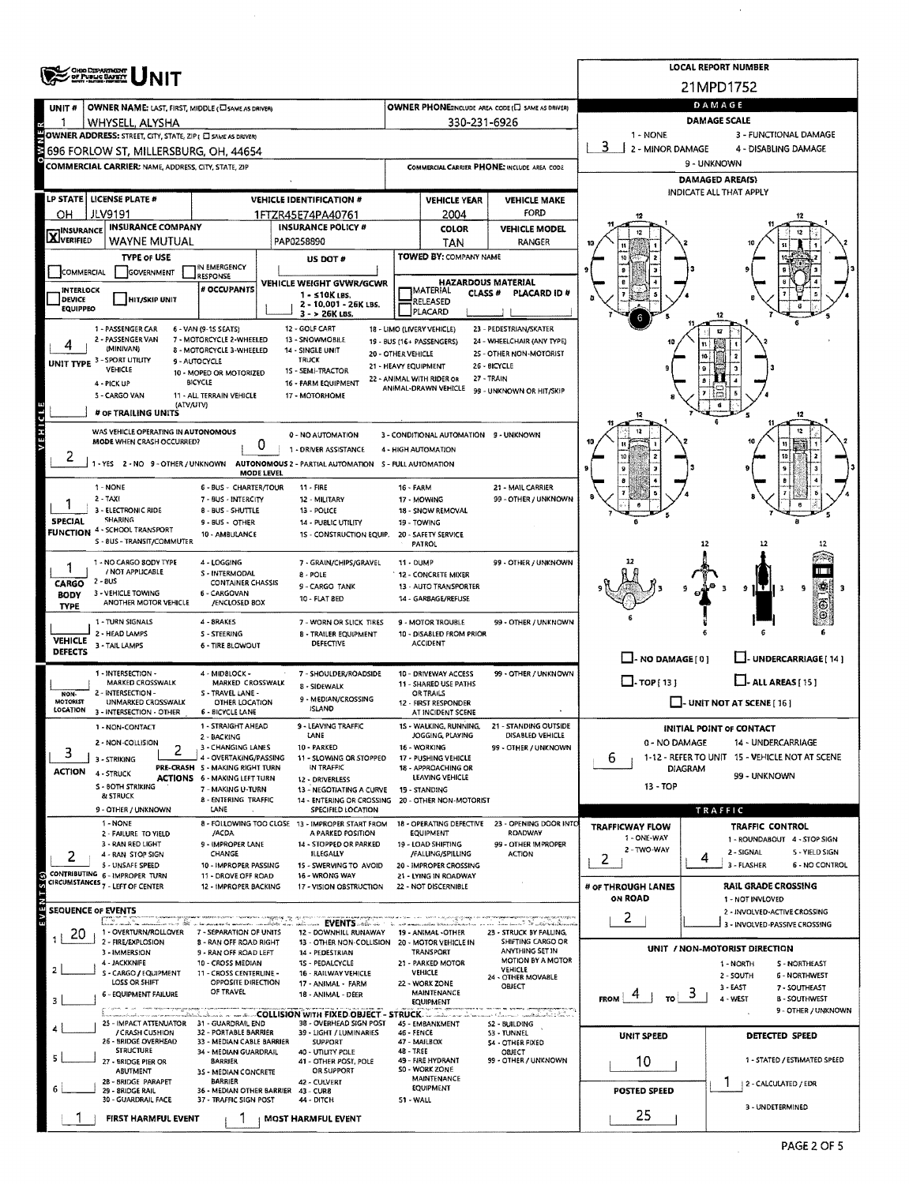# UNIT

**LOCAL REPORT NUMBER:** 21MPD1752

| UNIT # | OWNER NAME: LAST, FIRST, MIDDLE (☐ SAME AS DRIVER) | OWNER PHONE: INCLUDE AREA CODE (☐ SAME AS DRIVER) |
|---|---|---|
| 1 | WHYSELL, ALYSHA | 330-231-6926 |

**OWNER ADDRESS:** STREET, CITY, STATE, ZIP (☐ SAME AS DRIVER)
696 FORLOW ST, MILLERSBURG, OH, 44654

**COMMERCIAL CARRIER:** NAME, ADDRESS, CITY, STATE, ZIP

**COMMERCIAL CARRIER PHONE:** INCLUDE AREA CODE

| LP STATE | LICENSE PLATE # | VEHICLE IDENTIFICATION # | VEHICLE YEAR | VEHICLE MAKE |
|---|---|---|---|---|
| OH | JLV9191 | 1FTZR45E74PA40761 | 2004 | FORD |

| INSURANCE | INSURANCE COMPANY | INSURANCE POLICY # | COLOR | VEHICLE MODEL |
|---|---|---|---|---|
| X VERIFIED | WAYNE MUTUAL | PAP0258890 | TAN | RANGER |

**TYPE OF USE:** ☐ COMMERCIAL ☐ GOVERNMENT ☐ IN EMERGENCY RESPONSE

**US DOT #**

**TOWED BY:** COMPANY NAME

☐ INTERLOCK DEVICE EQUIPPED ☐ HIT/SKIP UNIT

**# OCCUPANTS**

**VEHICLE WEIGHT GVWR/GCWR:** 1 - ≤10K LBS. 2 - 10,001 - 26K LBS. 3 - > 26K LBS.

**HAZARDOUS MATERIAL:** ☐ MATERIAL RELEASED ☐ PLACARD CLASS # PLACARD ID #

**UNIT TYPE:** 4
1 - PASSENGER CAR, 2 - PASSENGER VAN (MINIVAN), 3 - SPORT UTILITY VEHICLE, 4 - PICK UP, 5 - CARGO VAN, 6 - VAN (9-15 SEATS), 7 - MOTORCYCLE 2-WHEELED, 8 - MOTORCYCLE 3-WHEELED, 9 - AUTOCYCLE, 10 - MOPED OR MOTORIZED BICYCLE, 11 - ALL TERRAIN VEHICLE (ATV/UTV), 12 - GOLF CART, 13 - SNOWMOBILE, 14 - SINGLE UNIT TRUCK, 15 - SEMI-TRACTOR, 16 - FARM EQUIPMENT, 17 - MOTORHOME, 18 - LIMO (LIVERY VEHICLE), 19 - BUS (16+ PASSENGERS), 20 - OTHER VEHICLE, 21 - HEAVY EQUIPMENT, 22 - ANIMAL WITH RIDER OR ANIMAL-DRAWN VEHICLE, 23 - PEDESTRIAN/SKATER, 24 - WHEELCHAIR (ANY TYPE), 25 - OTHER NON-MOTORIST, 26 - BICYCLE, 27 - TRAIN, 99 - UNKNOWN OR HIT/SKIP

**# OF TRAILING UNITS**

**WAS VEHICLE OPERATING IN AUTONOMOUS MODE WHEN CRASH OCCURRED?** 2
1 - YES 2 - NO 9 - OTHER / UNKNOWN

**AUTONOMOUS MODE LEVEL:** 0
0 - NO AUTOMATION, 1 - DRIVER ASSISTANCE, 2 - PARTIAL AUTOMATION, 3 - CONDITIONAL AUTOMATION, 4 - HIGH AUTOMATION, 5 - FULL AUTOMATION, 9 - UNKNOWN

**SPECIAL FUNCTION:** 1
1 - NONE, 2 - TAXI, 3 - ELECTRONIC RIDE SHARING, 4 - SCHOOL TRANSPORT, 5 - BUS - TRANSIT/COMMUTER, 6 - BUS - CHARTER/TOUR, 7 - BUS - INTERCITY, 8 - BUS - SHUTTLE, 9 - BUS - OTHER, 10 - AMBULANCE, 11 - FIRE, 12 - MILITARY, 13 - POLICE, 14 - PUBLIC UTILITY, 15 - CONSTRUCTION EQUIP., 16 - FARM, 17 - MOWING, 18 - SNOW REMOVAL, 19 - TOWING, 20 - SAFETY SERVICE PATROL, 21 - MAIL CARRIER, 99 - OTHER / UNKNOWN

**CARGO BODY TYPE:** 1
1 - NO CARGO BODY TYPE / NOT APPLICABLE, 2 - BUS, 3 - VEHICLE TOWING ANOTHER MOTOR VEHICLE, 4 - LOGGING, 5 - INTERMODAL CONTAINER CHASSIS, 6 - CARGOVAN /ENCLOSED BOX, 7 - GRAIN/CHIPS/GRAVEL, 8 - POLE, 9 - CARGO TANK, 10 - FLAT BED, 11 - DUMP, 12 - CONCRETE MIXER, 13 - AUTO TRANSPORTER, 14 - GARBAGE/REFUSE, 99 - OTHER / UNKNOWN

**VEHICLE DEFECTS:**
1 - TURN SIGNALS, 2 - HEAD LAMPS, 3 - TAIL LAMPS, 4 - BRAKES, 5 - STEERING, 6 - TIRE BLOWOUT, 7 - WORN OR SLICK TIRES, 8 - TRAILER EQUIPMENT DEFECTIVE, 9 - MOTOR TROUBLE, 10 - DISABLED FROM PRIOR ACCIDENT, 99 - OTHER / UNKNOWN

**NON-MOTORIST LOCATION:**
1 - INTERSECTION - MARKED CROSSWALK, 2 - INTERSECTION - UNMARKED CROSSWALK, 3 - INTERSECTION - OTHER, 4 - MIDBLOCK - MARKED CROSSWALK, 5 - TRAVEL LANE - OTHER LOCATION, 6 - BICYCLE LANE, 7 - SHOULDER/ROADSIDE, 8 - SIDEWALK, 9 - MEDIAN/CROSSING ISLAND, 10 - DRIVEWAY ACCESS, 11 - SHARED USE PATHS OR TRAILS, 12 - FIRST RESPONDER AT INCIDENT SCENE, 99 - OTHER / UNKNOWN

**ACTION:** 3 **PRE-CRASH ACTIONS:** 2
ACTION: 1 - NON-CONTACT, 2 - NON-COLLISION, 3 - STRIKING, 4 - STRUCK, 5 - BOTH STRIKING & STRUCK, 9 - OTHER / UNKNOWN
PRE-CRASH ACTIONS: 1 - STRAIGHT AHEAD, 2 - BACKING, 3 - CHANGING LANES, 4 - OVERTAKING/PASSING, 5 - MAKING RIGHT TURN, 6 - MAKING LEFT TURN, 7 - MAKING U-TURN, 8 - ENTERING TRAFFIC LANE, 9 - LEAVING TRAFFIC LANE, 10 - PARKED, 11 - SLOWING OR STOPPED IN TRAFFIC, 12 - DRIVERLESS, 13 - NEGOTIATING A CURVE, 14 - ENTERING OR CROSSING SPECIFIED LOCATION, 15 - WALKING, RUNNING, JOGGING, PLAYING, 16 - WORKING, 17 - PUSHING VEHICLE, 18 - APPROACHING OR LEAVING VEHICLE, 19 - STANDING, 20 - OTHER NON-MOTORIST, 21 - STANDING OUTSIDE DISABLED VEHICLE, 99 - OTHER / UNKNOWN

**CONTRIBUTING CIRCUMSTANCES:** 2
1 - NONE, 2 - FAILURE TO YIELD, 3 - RAN RED LIGHT, 4 - RAN STOP SIGN, 5 - UNSAFE SPEED, 6 - IMPROPER TURN, 7 - LEFT OF CENTER, 8 - FOLLOWING TOO CLOSE /ACDA, 9 - IMPROPER LANE CHANGE, 10 - IMPROPER PASSING, 11 - DROVE OFF ROAD, 12 - IMPROPER BACKING, 13 - IMPROPER START FROM A PARKED POSITION, 14 - STOPPED OR PARKED ILLEGALLY, 15 - SWERVING TO AVOID, 16 - WRONG WAY, 17 - VISION OBSTRUCTION, 18 - OPERATING DEFECTIVE EQUIPMENT, 19 - LOAD SHIFTING /FALLING/SPILLING, 20 - IMPROPER CROSSING, 21 - LYING IN ROADWAY, 22 - NOT DISCERNIBLE, 23 - OPENING DOOR INTO ROADWAY, 99 - OTHER IMPROPER ACTION

## SEQUENCE OF EVENTS

| # | Event |
|---|---|
| 1 | 20 |
| 2 | |
| 3 | |
| 4 | |
| 5 | |
| 6 | |

**EVENTS:** 1 - OVERTURN/ROLLOVER, 2 - FIRE/EXPLOSION, 3 - IMMERSION, 4 - JACKKNIFE, 5 - CARGO / EQUIPMENT LOSS OR SHIFT, 6 - EQUIPMENT FAILURE, 7 - SEPARATION OF UNITS, 8 - RAN OFF ROAD RIGHT, 9 - RAN OFF ROAD LEFT, 10 - CROSS MEDIAN, 11 - CROSS CENTERLINE - OPPOSITE DIRECTION OF TRAVEL, 12 - DOWNHILL RUNAWAY, 13 - OTHER NON-COLLISION, 14 - PEDESTRIAN, 15 - PEDALCYCLE, 16 - RAILWAY VEHICLE, 17 - ANIMAL - FARM, 18 - ANIMAL - DEER, 19 - ANIMAL - OTHER, 20 - MOTOR VEHICLE IN TRANSPORT, 21 - PARKED MOTOR VEHICLE, 22 - WORK ZONE MAINTENANCE EQUIPMENT, 23 - STRUCK BY FALLING, SHIFTING CARGO OR ANYTHING SET IN MOTION BY A MOTOR VEHICLE, 24 - OTHER MOVABLE OBJECT

**COLLISION WITH FIXED OBJECT - STRUCK:** 25 - IMPACT ATTENUATOR / CRASH CUSHION, 26 - BRIDGE OVERHEAD STRUCTURE, 27 - BRIDGE PIER OR ABUTMENT, 28 - BRIDGE PARAPET, 29 - BRIDGE RAIL, 30 - GUARDRAIL FACE, 31 - GUARDRAIL END, 32 - PORTABLE BARRIER, 33 - MEDIAN CABLE BARRIER, 34 - MEDIAN GUARDRAIL BARRIER, 35 - MEDIAN CONCRETE BARRIER, 36 - MEDIAN OTHER BARRIER, 37 - TRAFFIC SIGN POST, 38 - OVERHEAD SIGN POST, 39 - LIGHT / LUMINARIES SUPPORT, 40 - UTILITY POLE, 41 - OTHER POST, POLE OR SUPPORT, 42 - CULVERT, 43 - CURB, 44 - DITCH, 45 - EMBANKMENT, 46 - FENCE, 47 - MAILBOX, 48 - TREE, 49 - FIRE HYDRANT, 50 - WORK ZONE MAINTENANCE EQUIPMENT, 51 - WALL, 52 - BUILDING, 53 - TUNNEL, 54 - OTHER FIXED OBJECT, 99 - OTHER / UNKNOWN

**FIRST HARMFUL EVENT:** 1 **MOST HARMFUL EVENT:** 1

## DAMAGE

**DAMAGE SCALE:** 3
1 - NONE, 2 - MINOR DAMAGE, 3 - FUNCTIONAL DAMAGE, 4 - DISABLING DAMAGE, 9 - UNKNOWN

**DAMAGED AREA(S):** INDICATE ALL THAT APPLY — 6

☐ - NO DAMAGE [ 0 ] ☐ - UNDERCARRIAGE [ 14 ] ☐ - TOP [ 13 ] ☐ - ALL AREAS [ 15 ] ☐ - UNIT NOT AT SCENE [ 16 ]

**INITIAL POINT OF CONTACT:** 6
0 - NO DAMAGE, 1-12 - REFER TO UNIT DIAGRAM, 13 - TOP, 14 - UNDERCARRIAGE, 15 - VEHICLE NOT AT SCENE, 99 - UNKNOWN

## TRAFFIC

**TRAFFICWAY FLOW:** 2 (1 - ONE-WAY, 2 - TWO-WAY)

**TRAFFIC CONTROL:** 4
1 - ROUNDABOUT, 2 - SIGNAL, 3 - FLASHER, 4 - STOP SIGN, 5 - YIELD SIGN, 6 - NO CONTROL

**# OF THROUGH LANES ON ROAD:** 2

**RAIL GRADE CROSSING:** 1 - NOT INVOLVED, 2 - INVOLVED-ACTIVE CROSSING, 3 - INVOLVED-PASSIVE CROSSING

**UNIT / NON-MOTORIST DIRECTION:** FROM 4 TO 3
1 - NORTH, 2 - SOUTH, 3 - EAST, 4 - WEST, 5 - NORTHEAST, 6 - NORTHWEST, 7 - SOUTHEAST, 8 - SOUTHWEST, 9 - OTHER / UNKNOWN

**UNIT SPEED:** 10

**POSTED SPEED:** 25

**DETECTED SPEED:** 1
1 - STATED / ESTIMATED SPEED, 2 - CALCULATED / EDR, 3 - UNDETERMINED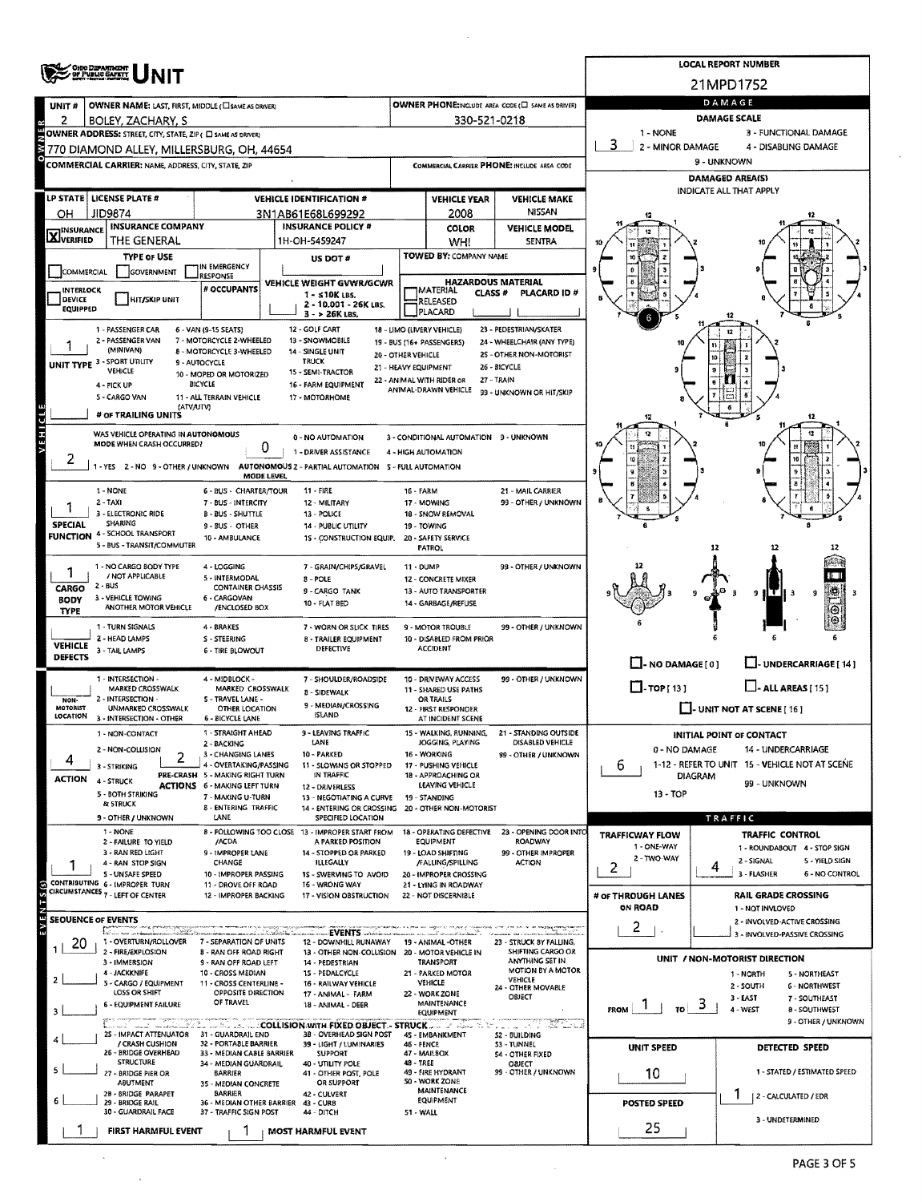# UNIT

**LOCAL REPORT NUMBER:** 21MPD1752

| Field | Value |
|---|---|
| UNIT # | 2 |
| OWNER NAME: LAST, FIRST, MIDDLE | BOLEY, ZACHARY, S |
| OWNER PHONE | 330-521-0218 |
| OWNER ADDRESS: STREET, CITY, STATE, ZIP | 770 DIAMOND ALLEY, MILLERSBURG, OH, 44654 |
| COMMERCIAL CARRIER: NAME, ADDRESS, CITY, STATE, ZIP | |
| COMMERCIAL CARRIER PHONE | |
| LP STATE | OH |
| LICENSE PLATE # | JID9874 |
| VEHICLE IDENTIFICATION # | 3N1AB61E68L699292 |
| VEHICLE YEAR | 2008 |
| VEHICLE MAKE | NISSAN |
| INSURANCE | X VERIFIED |
| INSURANCE COMPANY | THE GENERAL |
| INSURANCE POLICY # | 1H-OH-5459247 |
| COLOR | WHI |
| VEHICLE MODEL | SENTRA |
| TYPE OF USE | |
| US DOT # | |
| TOWED BY: COMPANY NAME | |
| # OCCUPANTS | |
| VEHICLE WEIGHT GVWR/GCWR | |
| HAZARDOUS MATERIAL | |
| UNIT TYPE | 1 |
| # OF TRAILING UNITS | |
| WAS VEHICLE OPERATING IN AUTONOMOUS MODE WHEN CRASH OCCURRED? | 2 |
| AUTONOMOUS MODE LEVEL | 0 |
| SPECIAL FUNCTION | 1 |
| CARGO BODY TYPE | 1 |
| VEHICLE DEFECTS | |
| NON-MOTORIST LOCATION | |
| ACTION | 4 |
| PRE-CRASH ACTIONS | 2 |
| CONTRIBUTING CIRCUMSTANCES | 1 |

**UNIT TYPE:** 1 - PASSENGER CAR; 2 - PASSENGER VAN (MINIVAN); 3 - SPORT UTILITY VEHICLE; 4 - PICK UP; 5 - CARGO VAN; 6 - VAN (9-15 SEATS); 7 - MOTORCYCLE 2-WHEELED; 8 - MOTORCYCLE 3-WHEELED; 9 - AUTOCYCLE; 10 - MOPED OR MOTORIZED BICYCLE; 11 - ALL TERRAIN VEHICLE (ATV/UTV); 12 - GOLF CART; 13 - SNOWMOBILE; 14 - SINGLE UNIT TRUCK; 15 - SEMI-TRACTOR; 16 - FARM EQUIPMENT; 17 - MOTORHOME; 18 - LIMO (LIVERY VEHICLE); 19 - BUS (16+ PASSENGERS); 20 - OTHER VEHICLE; 21 - HEAVY EQUIPMENT; 22 - ANIMAL WITH RIDER OR ANIMAL-DRAWN VEHICLE; 23 - PEDESTRIAN/SKATER; 24 - WHEELCHAIR (ANY TYPE); 25 - OTHER NON-MOTORIST; 26 - BICYCLE; 27 - TRAIN; 99 - UNKNOWN OR HIT/SKIP

**AUTONOMOUS:** 1 - YES 2 - NO 9 - OTHER / UNKNOWN; 0 - NO AUTOMATION; 1 - DRIVER ASSISTANCE; 2 - PARTIAL AUTOMATION; 3 - CONDITIONAL AUTOMATION; 4 - HIGH AUTOMATION; 5 - FULL AUTOMATION; 9 - UNKNOWN

**SPECIAL FUNCTION:** 1 - NONE; 2 - TAXI; 3 - ELECTRONIC RIDE SHARING; 4 - SCHOOL TRANSPORT; 5 - BUS - TRANSIT/COMMUTER; 6 - BUS - CHARTER/TOUR; 7 - BUS - INTERCITY; 8 - BUS - SHUTTLE; 9 - BUS - OTHER; 10 - AMBULANCE; 11 - FIRE; 12 - MILITARY; 13 - POLICE; 14 - PUBLIC UTILITY; 15 - CONSTRUCTION EQUIP.; 16 - FARM; 17 - MOWING; 18 - SNOW REMOVAL; 19 - TOWING; 20 - SAFETY SERVICE PATROL; 21 - MAIL CARRIER; 99 - OTHER / UNKNOWN

**CARGO BODY TYPE:** 1 - NO CARGO BODY TYPE / NOT APPLICABLE; 2 - BUS; 3 - VEHICLE TOWING ANOTHER MOTOR VEHICLE; 4 - LOGGING; 5 - INTERMODAL CONTAINER CHASSIS; 6 - CARGOVAN /ENCLOSED BOX; 7 - GRAIN/CHIPS/GRAVEL; 8 - POLE; 9 - CARGO TANK; 10 - FLAT BED; 11 - DUMP; 12 - CONCRETE MIXER; 13 - AUTO TRANSPORTER; 14 - GARBAGE/REFUSE; 99 - OTHER / UNKNOWN

**VEHICLE DEFECTS:** 1 - TURN SIGNALS; 2 - HEAD LAMPS; 3 - TAIL LAMPS; 4 - BRAKES; 5 - STEERING; 6 - TIRE BLOWOUT; 7 - WORN OR SLICK TIRES; 8 - TRAILER EQUIPMENT DEFECTIVE; 9 - MOTOR TROUBLE; 10 - DISABLED FROM PRIOR ACCIDENT; 99 - OTHER / UNKNOWN

**NON-MOTORIST LOCATION:** 1 - INTERSECTION - MARKED CROSSWALK; 2 - INTERSECTION - UNMARKED CROSSWALK; 3 - INTERSECTION - OTHER; 4 - MIDBLOCK - MARKED CROSSWALK; 5 - TRAVEL LANE - OTHER LOCATION; 6 - BICYCLE LANE; 7 - SHOULDER/ROADSIDE; 8 - SIDEWALK; 9 - MEDIAN/CROSSING ISLAND; 10 - DRIVEWAY ACCESS; 11 - SHARED USE PATHS OR TRAILS; 12 - FIRST RESPONDER AT INCIDENT SCENE; 99 - OTHER / UNKNOWN

**ACTION:** 1 - NON-CONTACT; 2 - NON-COLLISION; 3 - STRIKING; 4 - STRUCK; 5 - BOTH STRIKING & STRUCK; 9 - OTHER / UNKNOWN

**PRE-CRASH ACTIONS:** 1 - STRAIGHT AHEAD; 2 - BACKING; 3 - CHANGING LANES; 4 - OVERTAKING/PASSING; 5 - MAKING RIGHT TURN; 6 - MAKING LEFT TURN; 7 - MAKING U-TURN; 8 - ENTERING TRAFFIC LANE; 9 - LEAVING TRAFFIC LANE; 10 - PARKED; 11 - SLOWING OR STOPPED IN TRAFFIC; 12 - DRIVERLESS; 13 - NEGOTIATING A CURVE; 14 - ENTERING OR CROSSING SPECIFIED LOCATION; 15 - WALKING, RUNNING, JOGGING, PLAYING; 16 - WORKING; 17 - PUSHING VEHICLE; 18 - APPROACHING OR LEAVING VEHICLE; 19 - STANDING; 20 - OTHER NON-MOTORIST; 21 - STANDING OUTSIDE DISABLED VEHICLE; 99 - OTHER / UNKNOWN

**CONTRIBUTING CIRCUMSTANCES:** 1 - NONE; 2 - FAILURE TO YIELD; 3 - RAN RED LIGHT; 4 - RAN STOP SIGN; 5 - UNSAFE SPEED; 6 - IMPROPER TURN; 7 - LEFT OF CENTER; 8 - FOLLOWING TOO CLOSE /ACDA; 9 - IMPROPER LANE CHANGE; 10 - IMPROPER PASSING; 11 - DROVE OFF ROAD; 12 - IMPROPER BACKING; 13 - IMPROPER START FROM A PARKED POSITION; 14 - STOPPED OR PARKED ILLEGALLY; 15 - SWERVING TO AVOID; 16 - WRONG WAY; 17 - VISION OBSTRUCTION; 18 - OPERATING DEFECTIVE EQUIPMENT; 19 - LOAD SHIFTING /FALLING/SPILLING; 20 - IMPROPER CROSSING; 21 - LYING IN ROADWAY; 22 - NOT DISCERNIBLE; 23 - OPENING DOOR INTO ROADWAY; 99 - OTHER IMPROPER ACTION

## SEQUENCE OF EVENTS

| # | Event |
|---|---|
| 1 | 20 |
| 2 | |
| 3 | |
| 4 | |
| 5 | |
| 6 | |

**FIRST HARMFUL EVENT:** 1 **MOST HARMFUL EVENT:** 1

**EVENTS:** 1 - OVERTURN/ROLLOVER; 2 - FIRE/EXPLOSION; 3 - IMMERSION; 4 - JACKKNIFE; 5 - CARGO / EQUIPMENT LOSS OR SHIFT; 6 - EQUIPMENT FAILURE; 7 - SEPARATION OF UNITS; 8 - RAN OFF ROAD RIGHT; 9 - RAN OFF ROAD LEFT; 10 - CROSS MEDIAN; 11 - CROSS CENTERLINE - OPPOSITE DIRECTION OF TRAVEL; 12 - DOWNHILL RUNAWAY; 13 - OTHER NON-COLLISION; 14 - PEDESTRIAN; 15 - PEDALCYCLE; 16 - RAILWAY VEHICLE; 17 - ANIMAL - FARM; 18 - ANIMAL - DEER; 19 - ANIMAL -OTHER; 20 - MOTOR VEHICLE IN TRANSPORT; 21 - PARKED MOTOR VEHICLE; 22 - WORK ZONE MAINTENANCE EQUIPMENT; 23 - STRUCK BY FALLING, SHIFTING CARGO OR ANYTHING SET IN MOTION BY A MOTOR VEHICLE; 24 - OTHER MOVABLE OBJECT

**COLLISION WITH FIXED OBJECT - STRUCK:** 25 - IMPACT ATTENUATOR / CRASH CUSHION; 26 - BRIDGE OVERHEAD STRUCTURE; 27 - BRIDGE PIER OR ABUTMENT; 28 - BRIDGE PARAPET; 29 - BRIDGE RAIL; 30 - GUARDRAIL FACE; 31 - GUARDRAIL END; 32 - PORTABLE BARRIER; 33 - MEDIAN CABLE BARRIER; 34 - MEDIAN GUARDRAIL BARRIER; 35 - MEDIAN CONCRETE BARRIER; 36 - MEDIAN OTHER BARRIER; 37 - TRAFFIC SIGN POST; 38 - OVERHEAD SIGN POST; 39 - LIGHT / LUMINARIES SUPPORT; 40 - UTILITY POLE; 41 - OTHER POST, POLE OR SUPPORT; 42 - CULVERT; 43 - CURB; 44 - DITCH; 45 - EMBANKMENT; 46 - FENCE; 47 - MAILBOX; 48 - TREE; 49 - FIRE HYDRANT; 50 - WORK ZONE MAINTENANCE EQUIPMENT; 51 - WALL; 52 - BUILDING; 53 - TUNNEL; 54 - OTHER FIXED OBJECT; 99 - OTHER / UNKNOWN

## DAMAGE

**DAMAGE SCALE:** 3
1 - NONE; 2 - MINOR DAMAGE; 3 - FUNCTIONAL DAMAGE; 4 - DISABLING DAMAGE; 9 - UNKNOWN

**DAMAGED AREA(S)** (INDICATE ALL THAT APPLY): 6

NO DAMAGE [0]; UNDERCARRIAGE [14]; TOP [13]; ALL AREAS [15]; UNIT NOT AT SCENE [16]

**INITIAL POINT OF CONTACT:** 6
0 - NO DAMAGE; 14 - UNDERCARRIAGE; 1-12 - REFER TO UNIT DIAGRAM; 15 - VEHICLE NOT AT SCENE; 13 - TOP; 99 - UNKNOWN

## TRAFFIC

**TRAFFICWAY FLOW:** 2 (1 - ONE-WAY; 2 - TWO-WAY)

**TRAFFIC CONTROL:** 4 (1 - ROUNDABOUT; 2 - SIGNAL; 3 - FLASHER; 4 - STOP SIGN; 5 - YIELD SIGN; 6 - NO CONTROL)

**# OF THROUGH LANES ON ROAD:** 2

**RAIL GRADE CROSSING:** 1 - NOT INVOLVED; 2 - INVOLVED-ACTIVE CROSSING; 3 - INVOLVED-PASSIVE CROSSING

**UNIT / NON-MOTORIST DIRECTION:** FROM 1 TO 3
1 - NORTH; 2 - SOUTH; 3 - EAST; 4 - WEST; 5 - NORTHEAST; 6 - NORTHWEST; 7 - SOUTHEAST; 8 - SOUTHWEST; 9 - OTHER / UNKNOWN

**UNIT SPEED:** 10

**POSTED SPEED:** 25

**DETECTED SPEED:** 1 (1 - STATED / ESTIMATED SPEED; 2 - CALCULATED / EDR; 3 - UNDETERMINED)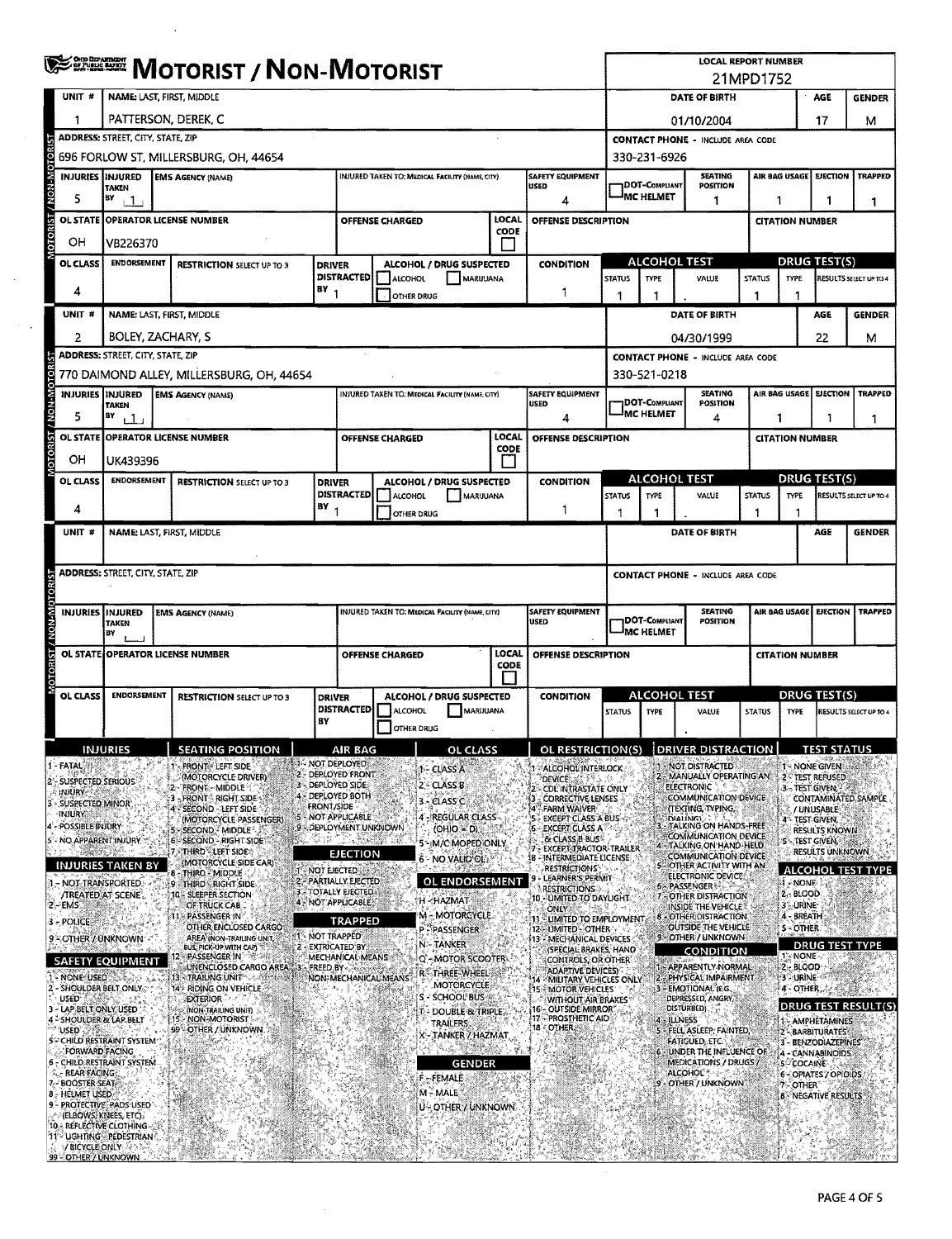# MOTORIST / NON-MOTORIST

LOCAL REPORT NUMBER: 21MPD1752

## MOTORIST / NON-MOTORIST — Unit 1

| UNIT # | NAME: LAST, FIRST, MIDDLE | DATE OF BIRTH | AGE | GENDER |
|---|---|---|---|---|
| 1 | PATTERSON, DEREK, C | 01/10/2004 | 17 | M |

| ADDRESS: STREET, CITY, STATE, ZIP | CONTACT PHONE - INCLUDE AREA CODE |
|---|---|
| 696 FORLOW ST, MILLERSBURG, OH, 44654 | 330-231-6926 |

| INJURIES | INJURED TAKEN BY | EMS AGENCY (NAME) | INJURED TAKEN TO: MEDICAL FACILITY (NAME, CITY) | SAFETY EQUIPMENT USED | DOT-COMPLIANT MC HELMET | SEATING POSITION | AIR BAG USAGE | EJECTION | TRAPPED |
|---|---|---|---|---|---|---|---|---|---|
| 5 | 1 | | | 4 | | 1 | 1 | 1 | 1 |

| OL STATE | OPERATOR LICENSE NUMBER | OFFENSE CHARGED | LOCAL CODE | OFFENSE DESCRIPTION | CITATION NUMBER |
|---|---|---|---|---|---|
| OH | VB226370 | | | | |

| OL CLASS | ENDORSEMENT | RESTRICTION SELECT UP TO 3 | DRIVER DISTRACTED BY | ALCOHOL / DRUG SUSPECTED | CONDITION | ALCOHOL TEST STATUS | ALCOHOL TEST TYPE | ALCOHOL TEST VALUE | DRUG TEST STATUS | DRUG TEST TYPE | DRUG TEST RESULTS SELECT UP TO 4 |
|---|---|---|---|---|---|---|---|---|---|---|---|
| 4 | | | 1 | ☐ ALCOHOL ☐ MARIJUANA ☐ OTHER DRUG | 1 | 1 | 1 | . | 1 | 1 | |

## MOTORIST / NON-MOTORIST — Unit 2

| UNIT # | NAME: LAST, FIRST, MIDDLE | DATE OF BIRTH | AGE | GENDER |
|---|---|---|---|---|
| 2 | BOLEY, ZACHARY, S | 04/30/1999 | 22 | M |

| ADDRESS: STREET, CITY, STATE, ZIP | CONTACT PHONE - INCLUDE AREA CODE |
|---|---|
| 770 DAIMOND ALLEY, MILLERSBURG, OH, 44654 | 330-521-0218 |

| INJURIES | INJURED TAKEN BY | EMS AGENCY (NAME) | INJURED TAKEN TO: MEDICAL FACILITY (NAME, CITY) | SAFETY EQUIPMENT USED | DOT-COMPLIANT MC HELMET | SEATING POSITION | AIR BAG USAGE | EJECTION | TRAPPED |
|---|---|---|---|---|---|---|---|---|---|
| 5 | 1 | | | 4 | | 4 | 1 | 1 | 1 |

| OL STATE | OPERATOR LICENSE NUMBER | OFFENSE CHARGED | LOCAL CODE | OFFENSE DESCRIPTION | CITATION NUMBER |
|---|---|---|---|---|---|
| OH | UK439396 | | | | |

| OL CLASS | ENDORSEMENT | RESTRICTION SELECT UP TO 3 | DRIVER DISTRACTED BY | ALCOHOL / DRUG SUSPECTED | CONDITION | ALCOHOL TEST STATUS | ALCOHOL TEST TYPE | ALCOHOL TEST VALUE | DRUG TEST STATUS | DRUG TEST TYPE | DRUG TEST RESULTS SELECT UP TO 4 |
|---|---|---|---|---|---|---|---|---|---|---|---|
| 4 | | | 1 | ☐ ALCOHOL ☐ MARIJUANA ☐ OTHER DRUG | 1 | 1 | 1 | . | 1 | 1 | |

## MOTORIST / NON-MOTORIST — Unit (blank)

| UNIT # | NAME: LAST, FIRST, MIDDLE | DATE OF BIRTH | AGE | GENDER |
|---|---|---|---|---|
| | | | | |

| ADDRESS: STREET, CITY, STATE, ZIP | CONTACT PHONE - INCLUDE AREA CODE |
|---|---|
| | |

| INJURIES | INJURED TAKEN BY | EMS AGENCY (NAME) | INJURED TAKEN TO: MEDICAL FACILITY (NAME, CITY) | SAFETY EQUIPMENT USED | DOT-COMPLIANT MC HELMET | SEATING POSITION | AIR BAG USAGE | EJECTION | TRAPPED |
|---|---|---|---|---|---|---|---|---|---|
| | | | | | | | | | |

| OL STATE | OPERATOR LICENSE NUMBER | OFFENSE CHARGED | LOCAL CODE | OFFENSE DESCRIPTION | CITATION NUMBER |
|---|---|---|---|---|---|
| | | | | | |

| OL CLASS | ENDORSEMENT | RESTRICTION SELECT UP TO 3 | DRIVER DISTRACTED BY | ALCOHOL / DRUG SUSPECTED | CONDITION | ALCOHOL TEST STATUS | ALCOHOL TEST TYPE | ALCOHOL TEST VALUE | DRUG TEST STATUS | DRUG TEST TYPE | DRUG TEST RESULTS SELECT UP TO 4 |
|---|---|---|---|---|---|---|---|---|---|---|---|
| | | | | ☐ ALCOHOL ☐ MARIJUANA ☐ OTHER DRUG | | | | . | | | |

## CODES

**INJURIES**
1 - FATAL
2 - SUSPECTED SERIOUS INJURY
3 - SUSPECTED MINOR INJURY
4 - POSSIBLE INJURY
5 - NO APPARENT INJURY

**INJURIES TAKEN BY**
1 - NOT TRANSPORTED /TREATED AT SCENE
2 - EMS
3 - POLICE
9 - OTHER / UNKNOWN

**SAFETY EQUIPMENT**
1 - NONE USED
2 - SHOULDER BELT ONLY USED
3 - LAP BELT ONLY USED
4 - SHOULDER & LAP BELT USED
5 - CHILD RESTRAINT SYSTEM - FORWARD FACING
6 - CHILD RESTRAINT SYSTEM - REAR FACING
7 - BOOSTER SEAT
8 - HELMET USED
9 - PROTECTIVE PADS USED (ELBOWS, KNEES, ETC)
10 - REFLECTIVE CLOTHING
11 - LIGHTING - PEDESTRIAN / BICYCLE ONLY
99 - OTHER / UNKNOWN

**SEATING POSITION**
1 - FRONT - LEFT SIDE (MOTORCYCLE DRIVER)
2 - FRONT - MIDDLE
3 - FRONT - RIGHT SIDE
4 - SECOND - LEFT SIDE (MOTORCYCLE PASSENGER)
5 - SECOND - MIDDLE
6 - SECOND - RIGHT SIDE
7 - THIRD - LEFT SIDE (MOTORCYCLE SIDE CAR)
8 - THIRD - MIDDLE
9 - THIRD - RIGHT SIDE
10 - SLEEPER SECTION OF TRUCK CAB
11 - PASSENGER IN OTHER ENCLOSED CARGO AREA (NON-TRAILING UNIT, BUS, PICK-UP WITH CAP)
12 - PASSENGER IN UNENCLOSED CARGO AREA
13 - TRAILING UNIT
14 - RIDING ON VEHICLE EXTERIOR (NON-TRAILING UNIT)
15 - NON-MOTORIST
99 - OTHER / UNKNOWN

**AIR BAG**
1 - NOT DEPLOYED
2 - DEPLOYED FRONT
3 - DEPLOYED SIDE
4 - DEPLOYED BOTH FRONT/SIDE
5 - NOT APPLICABLE
9 - DEPLOYMENT UNKNOWN

**EJECTION**
1 - NOT EJECTED
2 - PARTIALLY EJECTED
3 - TOTALLY EJECTED
4 - NOT APPLICABLE

**TRAPPED**
1 - NOT TRAPPED
2 - EXTRICATED BY MECHANICAL MEANS
3 - FREED BY NON-MECHANICAL MEANS

**OL CLASS**
1 - CLASS A
2 - CLASS B
3 - CLASS C
4 - REGULAR CLASS (OHIO = D)
5 - M/C MOPED ONLY
6 - NO VALID OL

**OL ENDORSEMENT**
H - HAZMAT
M - MOTORCYCLE
P - PASSENGER
N - TANKER
Q - MOTOR SCOOTER
R - THREE-WHEEL MOTORCYCLE
S - SCHOOL BUS
T - DOUBLE & TRIPLE TRAILERS
X - TANKER / HAZMAT

**GENDER**
F - FEMALE
M - MALE
U - OTHER / UNKNOWN

**OL RESTRICTION(S)**
1 - ALCOHOL INTERLOCK DEVICE
2 - CDL INTRASTATE ONLY
3 - CORRECTIVE LENSES
4 - FARM WAIVER
5 - EXCEPT CLASS A BUS
6 - EXCEPT CLASS A & CLASS B BUS
7 - EXCEPT TRACTOR-TRAILER
8 - INTERMEDIATE LICENSE RESTRICTIONS
9 - LEARNER'S PERMIT RESTRICTIONS
10 - LIMITED TO DAYLIGHT ONLY
11 - LIMITED TO EMPLOYMENT
12 - LIMITED - OTHER
13 - MECHANICAL DEVICES (SPECIAL BRAKES, HAND CONTROLS, OR OTHER ADAPTIVE DEVICES)
14 - MILITARY VEHICLES ONLY
15 - MOTOR VEHICLES WITHOUT AIR BRAKES
16 - OUTSIDE MIRROR
17 - PROSTHETIC AID
18 - OTHER

**DRIVER DISTRACTION**
1 - NOT DISTRACTED
2 - MANUALLY OPERATING AN ELECTRONIC COMMUNICATION DEVICE (TEXTING, TYPING, DIALING)
3 - TALKING ON HANDS-FREE COMMUNICATION DEVICE
4 - TALKING ON HAND-HELD COMMUNICATION DEVICE
5 - OTHER ACTIVITY WITH AN ELECTRONIC DEVICE
6 - PASSENGER
7 - OTHER DISTRACTION INSIDE THE VEHICLE
8 - OTHER DISTRACTION OUTSIDE THE VEHICLE
9 - OTHER / UNKNOWN

**CONDITION**
1 - APPARENTLY NORMAL
2 - PHYSICAL IMPAIRMENT
3 - EMOTIONAL (E.G. DEPRESSED, ANGRY, DISTURBED)
4 - ILLNESS
5 - FELL ASLEEP, FAINTED, FATIGUED, ETC.
6 - UNDER THE INFLUENCE OF MEDICATIONS / DRUGS / ALCOHOL
9 - OTHER / UNKNOWN

**TEST STATUS**
1 - NONE GIVEN
2 - TEST REFUSED
3 - TEST GIVEN, CONTAMINATED SAMPLE / UNUSABLE
4 - TEST GIVEN, RESULTS KNOWN
5 - TEST GIVEN, RESULTS UNKNOWN

**ALCOHOL TEST TYPE**
1 - NONE
2 - BLOOD
3 - URINE
4 - BREATH
5 - OTHER

**DRUG TEST TYPE**
1 - NONE
2 - BLOOD
3 - URINE
4 - OTHER

**DRUG TEST RESULT(S)**
1 - AMPHETAMINES
2 - BARBITURATES
3 - BENZODIAZEPINES
4 - CANNABINOIDS
5 - COCAINE
6 - OPIATES / OPIOIDS
7 - OTHER
8 - NEGATIVE RESULTS